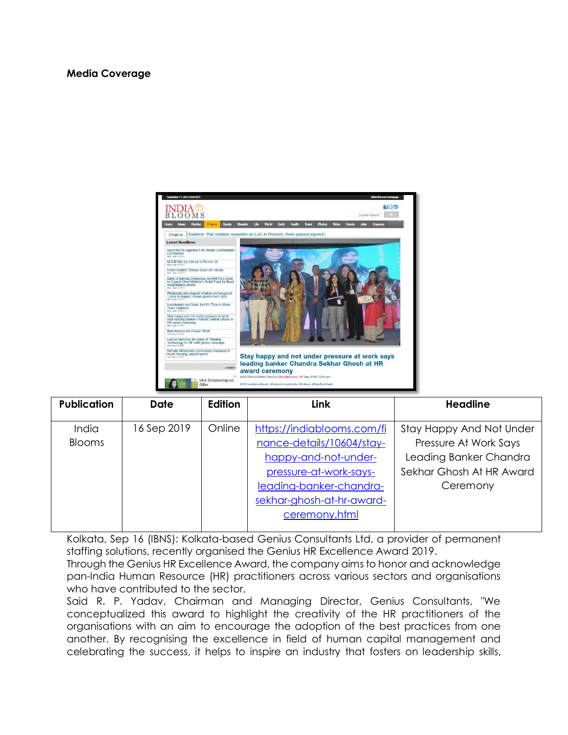**Media Coverage**

| Publication | Date | Edition | Link | Headline |
| --- | --- | --- | --- | --- |
| India Blooms | 16 Sep 2019 | Online | [https://indiablooms.com/finance-details/10604/stay-happy-and-not-under-pressure-at-work-says-leading-banker-chandra-sekhar-ghosh-at-hr-award-ceremony.html](https://indiablooms.com/finance-details/10604/stay-happy-and-not-under-pressure-at-work-says-leading-banker-chandra-sekhar-ghosh-at-hr-award-ceremony.html) | Stay Happy And Not Under Pressure At Work Says Leading Banker Chandra Sekhar Ghosh At HR Award Ceremony |

Kolkata, Sep 16 (IBNS): Kolkata-based Genius Consultants Ltd, a provider of permanent staffing solutions, recently organised the Genius HR Excellence Award 2019.
Through the Genius HR Excellence Award, the company aims to honor and acknowledge pan-India Human Resource (HR) practitioners across various sectors and organisations who have contributed to the sector.
Said R. P. Yadav, Chairman and Managing Director, Genius Consultants, "We conceptualized this award to highlight the creativity of the HR practitioners of the organisations with an aim to encourage the adoption of the best practices from one another. By recognising the excellence in field of human capital management and celebrating the success, it helps to inspire an industry that fosters on leadership skills,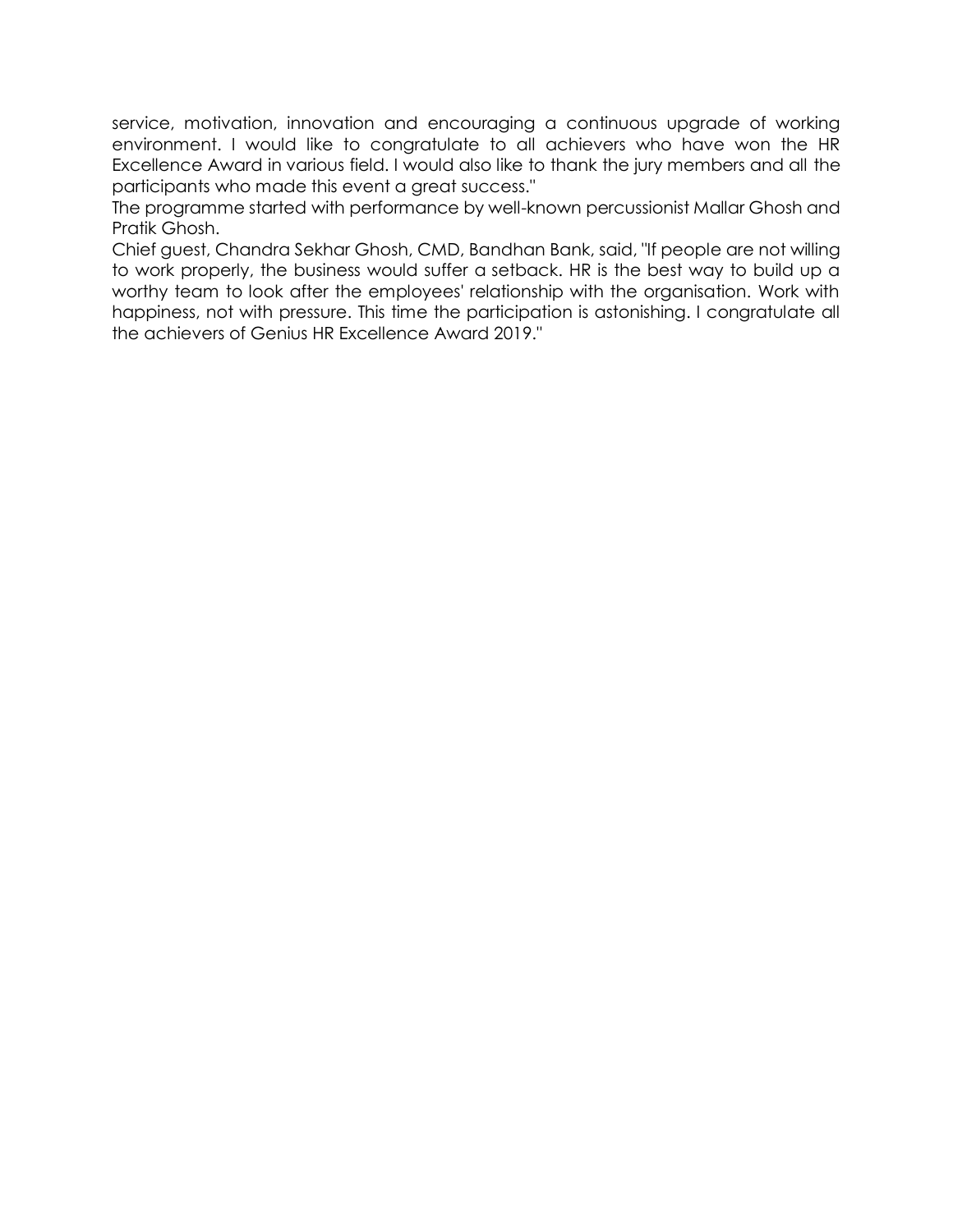service, motivation, innovation and encouraging a continuous upgrade of working environment. I would like to congratulate to all achievers who have won the HR Excellence Award in various field. I would also like to thank the jury members and all the participants who made this event a great success."

The programme started with performance by well-known percussionist Mallar Ghosh and Pratik Ghosh.

Chief guest, Chandra Sekhar Ghosh, CMD, Bandhan Bank, said, "If people are not willing to work properly, the business would suffer a setback. HR is the best way to build up a worthy team to look after the employees' relationship with the organisation. Work with happiness, not with pressure. This time the participation is astonishing. I congratulate all the achievers of Genius HR Excellence Award 2019."